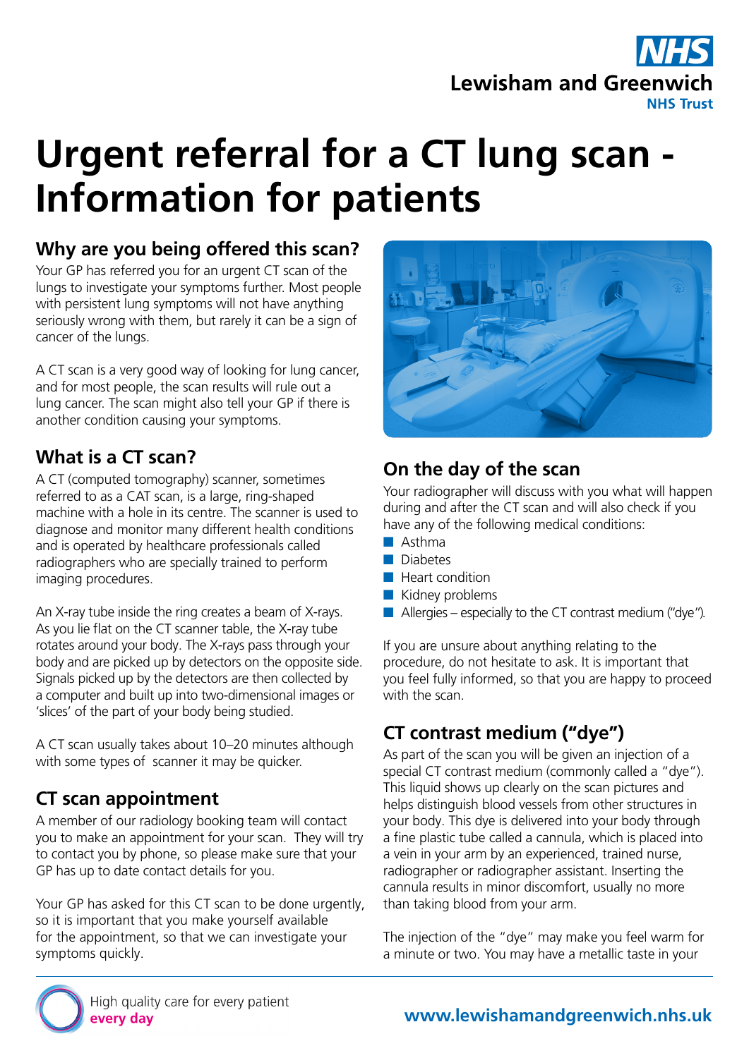Lewisham and Greenwich NHS Trust

# Urgent referral for a CT lung scan - Information for patients

## Why are you being offered this scan?

Your GP has referred you for an urgent CT scan of the lungs to investigate your symptoms further. Most people with persistent lung symptoms will not have anything seriously wrong with them, but rarely it can be a sign of cancer of the lungs.

A CT scan is a very good way of looking for lung cancer, and for most people, the scan results will rule out a lung cancer. The scan might also tell your GP if there is another condition causing your symptoms.

## What is a CT scan?

A CT (computed tomography) scanner, sometimes referred to as a CAT scan, is a large, ring-shaped machine with a hole in its centre. The scanner is used to diagnose and monitor many different health conditions and is operated by healthcare professionals called radiographers who are specially trained to perform imaging procedures.

An X-ray tube inside the ring creates a beam of X-rays. As you lie flat on the CT scanner table, the X-ray tube rotates around your body. The X-rays pass through your body and are picked up by detectors on the opposite side. Signals picked up by the detectors are then collected by a computer and built up into two-dimensional images or 'slices' of the part of your body being studied.

A CT scan usually takes about 10–20 minutes although with some types of scanner it may be quicker.

## CT scan appointment

A member of our radiology booking team will contact you to make an appointment for your scan. They will try to contact you by phone, so please make sure that your GP has up to date contact details for you.

Your GP has asked for this CT scan to be done urgently, so it is important that you make yourself available for the appointment, so that we can investigate your symptoms quickly.

## On the day of the scan

Your radiographer will discuss with you what will happen during and after the CT scan and will also check if you have any of the following medical conditions:

- Asthma
- Diabetes
- Heart condition
- Kidney problems
- Allergies – especially to the CT contrast medium ("dye").

If you are unsure about anything relating to the procedure, do not hesitate to ask. It is important that you feel fully informed, so that you are happy to proceed with the scan.

## CT contrast medium ("dye")

As part of the scan you will be given an injection of a special CT contrast medium (commonly called a "dye"). This liquid shows up clearly on the scan pictures and helps distinguish blood vessels from other structures in your body. This dye is delivered into your body through a fine plastic tube called a cannula, which is placed into a vein in your arm by an experienced, trained nurse, radiographer or radiographer assistant. Inserting the cannula results in minor discomfort, usually no more than taking blood from your arm.

The injection of the "dye" may make you feel warm for a minute or two. You may have a metallic taste in your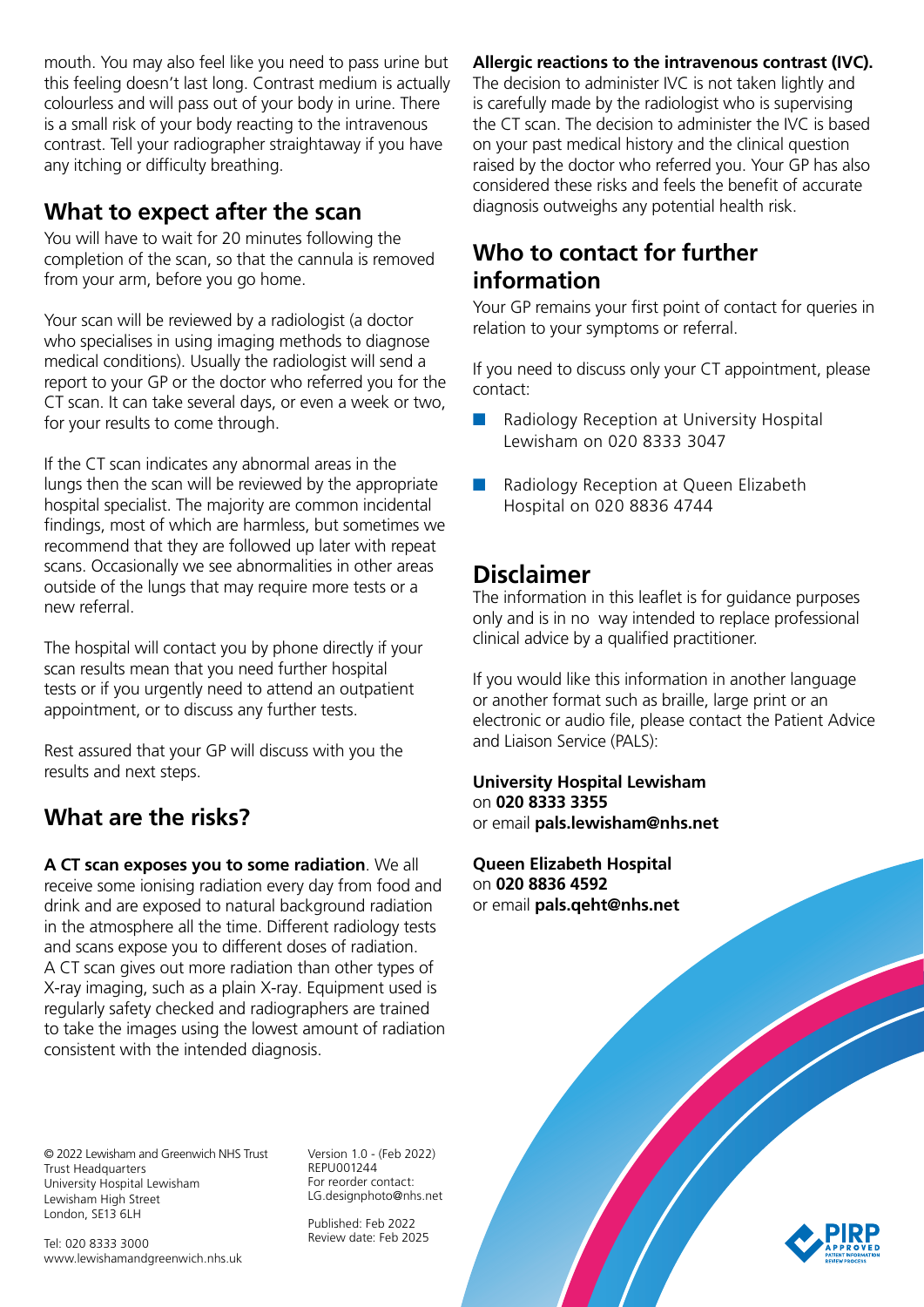mouth. You may also feel like you need to pass urine but this feeling doesn't last long. Contrast medium is actually colourless and will pass out of your body in urine. There is a small risk of your body reacting to the intravenous contrast. Tell your radiographer straightaway if you have any itching or difficulty breathing.

## What to expect after the scan

You will have to wait for 20 minutes following the completion of the scan, so that the cannula is removed from your arm, before you go home.

Your scan will be reviewed by a radiologist (a doctor who specialises in using imaging methods to diagnose medical conditions). Usually the radiologist will send a report to your GP or the doctor who referred you for the CT scan. It can take several days, or even a week or two, for your results to come through.

If the CT scan indicates any abnormal areas in the lungs then the scan will be reviewed by the appropriate hospital specialist. The majority are common incidental findings, most of which are harmless, but sometimes we recommend that they are followed up later with repeat scans. Occasionally we see abnormalities in other areas outside of the lungs that may require more tests or a new referral.

The hospital will contact you by phone directly if your scan results mean that you need further hospital tests or if you urgently need to attend an outpatient appointment, or to discuss any further tests.

Rest assured that your GP will discuss with you the results and next steps.

## What are the risks?

**A CT scan exposes you to some radiation**. We all receive some ionising radiation every day from food and drink and are exposed to natural background radiation in the atmosphere all the time. Different radiology tests and scans expose you to different doses of radiation. A CT scan gives out more radiation than other types of X-ray imaging, such as a plain X-ray. Equipment used is regularly safety checked and radiographers are trained to take the images using the lowest amount of radiation consistent with the intended diagnosis.

**Allergic reactions to the intravenous contrast (IVC).** The decision to administer IVC is not taken lightly and is carefully made by the radiologist who is supervising the CT scan. The decision to administer the IVC is based on your past medical history and the clinical question raised by the doctor who referred you. Your GP has also considered these risks and feels the benefit of accurate diagnosis outweighs any potential health risk.

## Who to contact for further information

Your GP remains your first point of contact for queries in relation to your symptoms or referral.

If you need to discuss only your CT appointment, please contact:

- Radiology Reception at University Hospital Lewisham on 020 8333 3047
- Radiology Reception at Queen Elizabeth Hospital on 020 8836 4744

## Disclaimer

The information in this leaflet is for guidance purposes only and is in no way intended to replace professional clinical advice by a qualified practitioner.

If you would like this information in another language or another format such as braille, large print or an electronic or audio file, please contact the Patient Advice and Liaison Service (PALS):

**University Hospital Lewisham**
on **020 8333 3355**
or email **pals.lewisham@nhs.net**

**Queen Elizabeth Hospital**
on **020 8836 4592**
or email **pals.qeht@nhs.net**

© 2022 Lewisham and Greenwich NHS Trust
Trust Headquarters
University Hospital Lewisham
Lewisham High Street
London, SE13 6LH

Tel: 020 8333 3000
www.lewishamandgreenwich.nhs.uk

Version 1.0 - (Feb 2022)
REPU001244
For reorder contact:
LG.designphoto@nhs.net

Published: Feb 2022
Review date: Feb 2025

PIRP APPROVED PATIENT INFORMATION REVIEW PROCESS